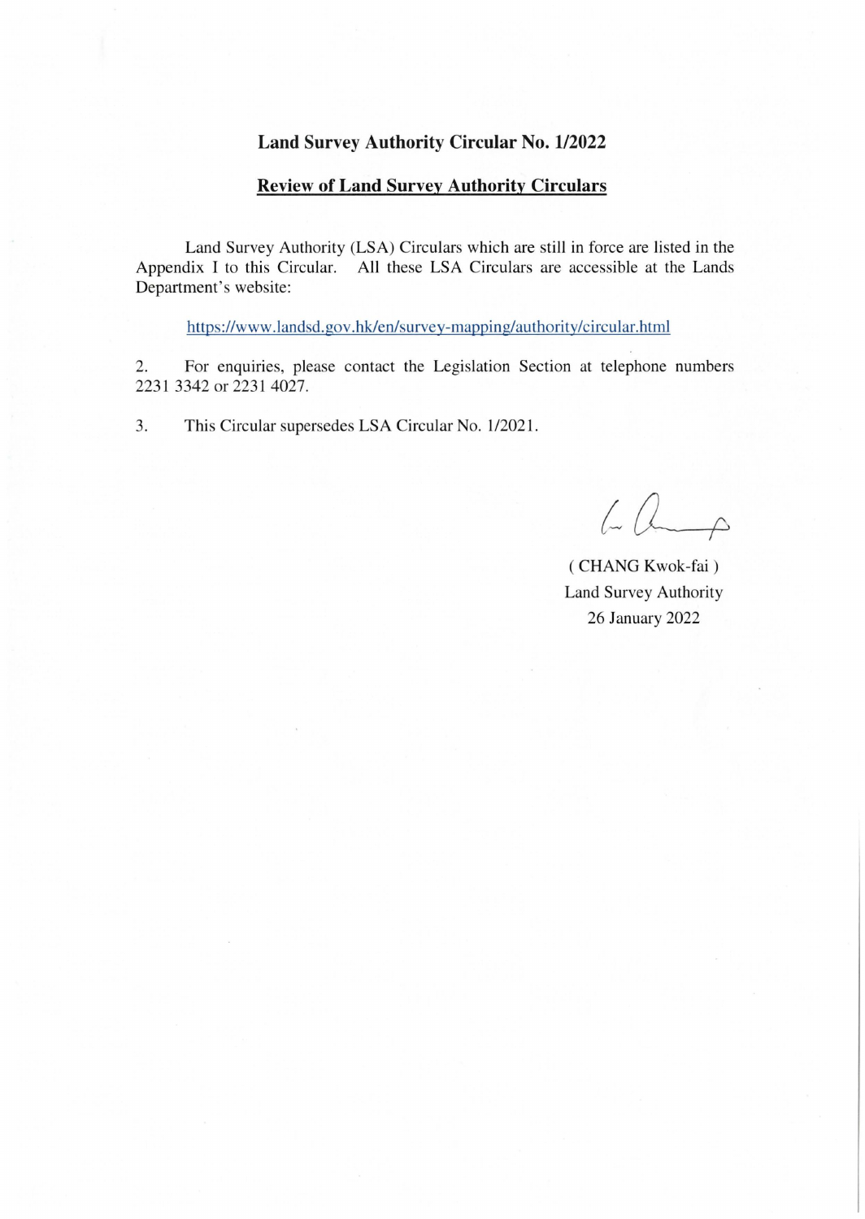# Land Survey Authority Circular No. 1/2022

## Review of Land Survey Authority Circulars

Land Survey Authority (LSA) Circulars which are still in force are listed in the Appendix I to this Circular. All these LSA Circulars are accessible at the Lands Department's website:

https://www.landsd.gov.hk/en/survey-mapping/authority/circular.html

2. For enquiries, please contact the Legislation Section at telephone numbers 2231 3342 or 2231 4027.

3. This Circular supersedes LSA Circular No. 1/2021.

( CHANG Kwok-fai )
Land Survey Authority
26 January 2022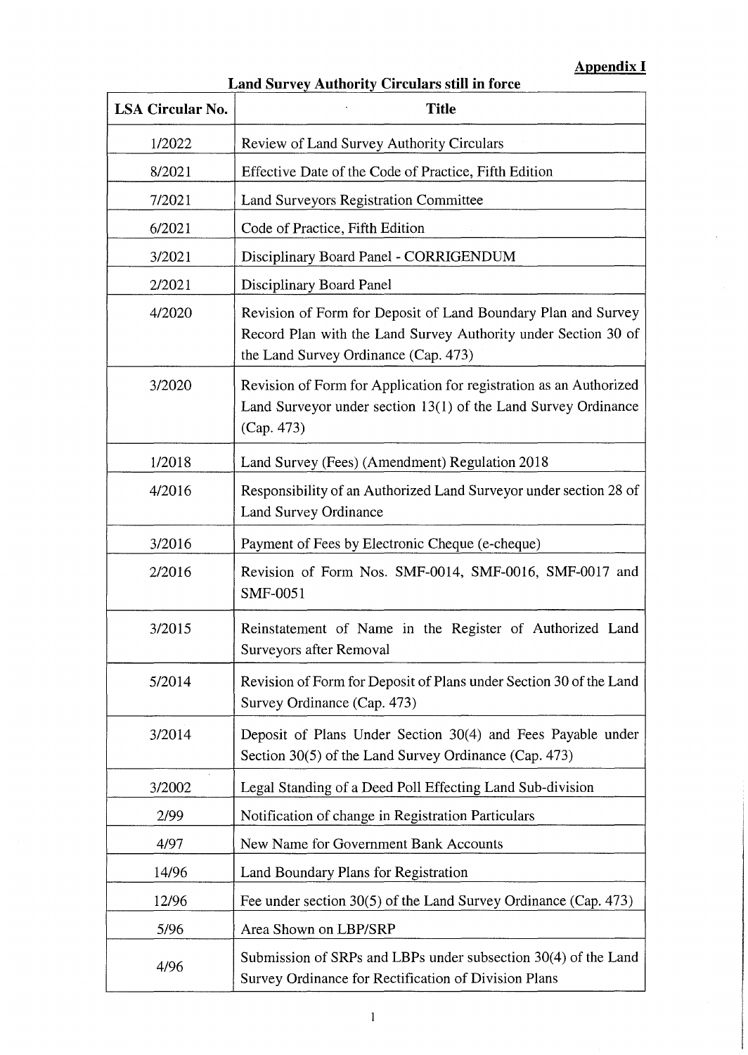**Appendix I**

**Land Survey Authority Circulars still in force**

| LSA Circular No. | Title |
|---|---|
| 1/2022 | Review of Land Survey Authority Circulars |
| 8/2021 | Effective Date of the Code of Practice, Fifth Edition |
| 7/2021 | Land Surveyors Registration Committee |
| 6/2021 | Code of Practice, Fifth Edition |
| 3/2021 | Disciplinary Board Panel - CORRIGENDUM |
| 2/2021 | Disciplinary Board Panel |
| 4/2020 | Revision of Form for Deposit of Land Boundary Plan and Survey Record Plan with the Land Survey Authority under Section 30 of the Land Survey Ordinance (Cap. 473) |
| 3/2020 | Revision of Form for Application for registration as an Authorized Land Surveyor under section 13(1) of the Land Survey Ordinance (Cap. 473) |
| 1/2018 | Land Survey (Fees) (Amendment) Regulation 2018 |
| 4/2016 | Responsibility of an Authorized Land Surveyor under section 28 of Land Survey Ordinance |
| 3/2016 | Payment of Fees by Electronic Cheque (e-cheque) |
| 2/2016 | Revision of Form Nos. SMF-0014, SMF-0016, SMF-0017 and SMF-0051 |
| 3/2015 | Reinstatement of Name in the Register of Authorized Land Surveyors after Removal |
| 5/2014 | Revision of Form for Deposit of Plans under Section 30 of the Land Survey Ordinance (Cap. 473) |
| 3/2014 | Deposit of Plans Under Section 30(4) and Fees Payable under Section 30(5) of the Land Survey Ordinance (Cap. 473) |
| 3/2002 | Legal Standing of a Deed Poll Effecting Land Sub-division |
| 2/99 | Notification of change in Registration Particulars |
| 4/97 | New Name for Government Bank Accounts |
| 14/96 | Land Boundary Plans for Registration |
| 12/96 | Fee under section 30(5) of the Land Survey Ordinance (Cap. 473) |
| 5/96 | Area Shown on LBP/SRP |
| 4/96 | Submission of SRPs and LBPs under subsection 30(4) of the Land Survey Ordinance for Rectification of Division Plans |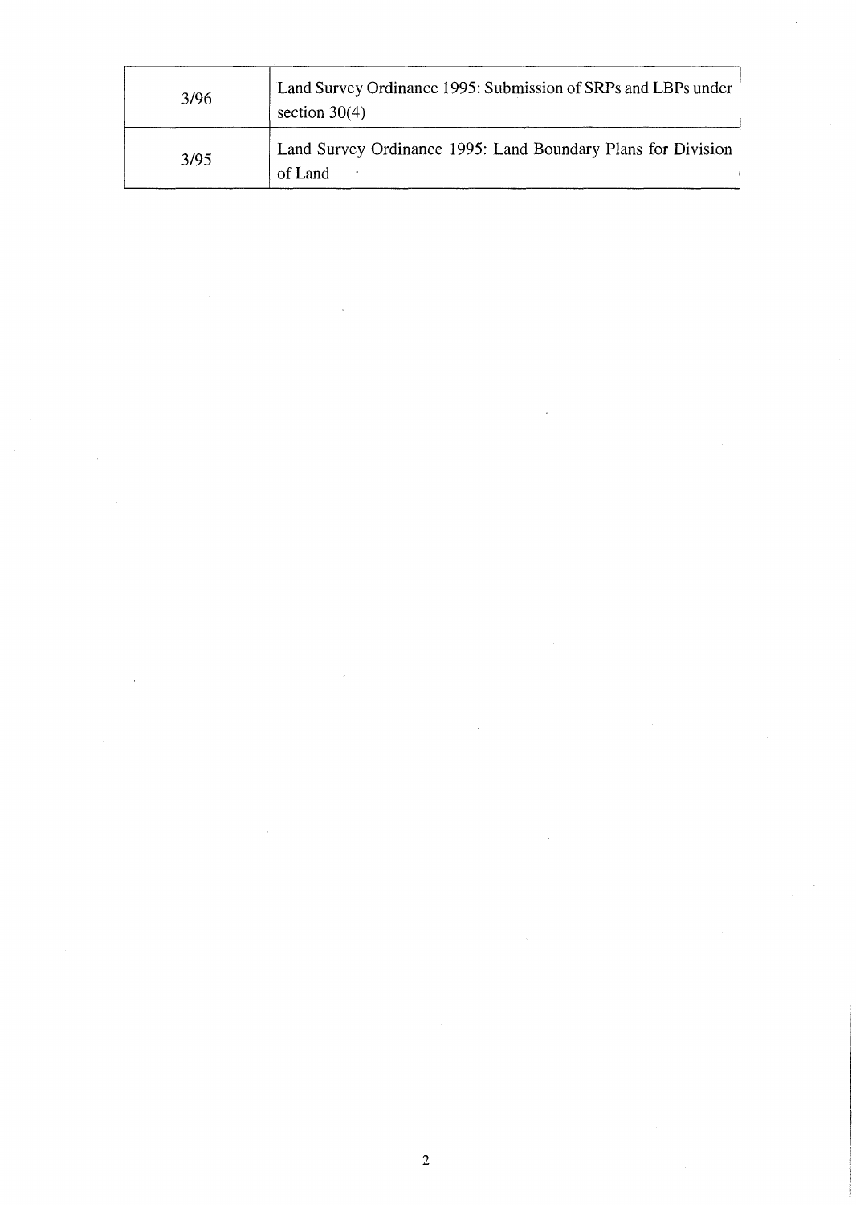| | |
|---|---|
| 3/96 | Land Survey Ordinance 1995: Submission of SRPs and LBPs under section 30(4) |
| 3/95 | Land Survey Ordinance 1995: Land Boundary Plans for Division of Land |